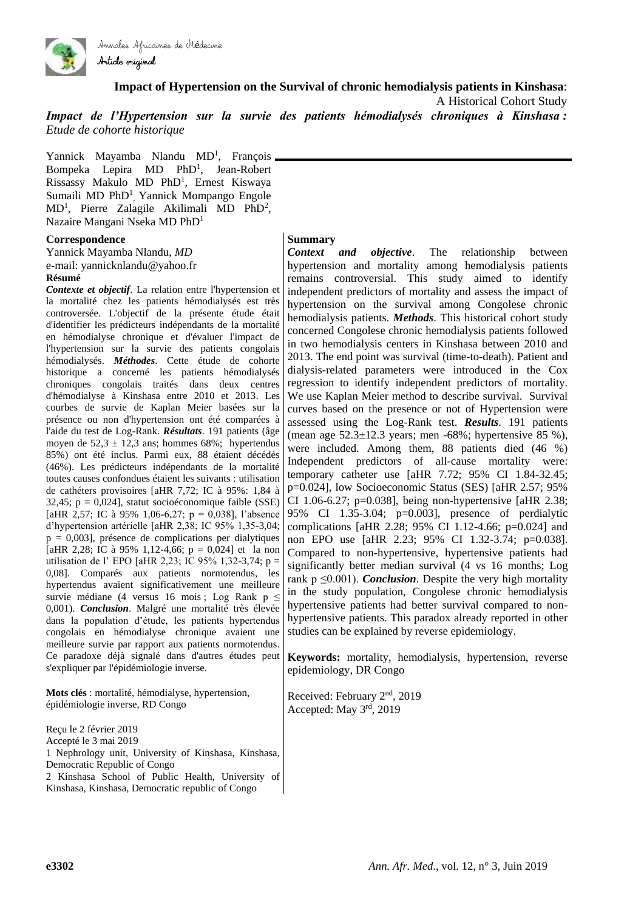Annales Africaines de Médecine

Article original

# Impact of Hypertension on the Survival of chronic hemodialysis patients in Kinshasa: A Historical Cohort Study

## *Impact de l'Hypertension sur la survie des patients hémodialysés chroniques à Kinshasa : Etude de cohorte historique*

Yannick Mayamba Nlandu MD[1], François Bompeka Lepira MD PhD[1], Jean-Robert Rissassy Makulo MD PhD[1], Ernest Kiswaya Sumaili MD PhD[1], Yannick Mompango Engole MD[1], Pierre Zalagile Akilimali MD PhD[2], Nazaire Mangani Nseka MD PhD[1]

**Correspondence**

Yannick Mayamba Nlandu, *MD*
e-mail: yannicknlandu@yahoo.fr

**Résumé**

***Contexte et objectif***. La relation entre l'hypertension et la mortalité chez les patients hémodialysés est très controversée. L'objectif de la présente étude était d'identifier les prédicteurs indépendants de la mortalité en hémodialyse chronique et d'évaluer l'impact de l'hypertension sur la survie des patients congolais hémodialysés. ***Méthodes***. Cette étude de cohorte historique a concerné les patients hémodialysés chroniques congolais traités dans deux centres d'hémodialyse à Kinshasa entre 2010 et 2013. Les courbes de survie de Kaplan Meier basées sur la présence ou non d'hypertension ont été comparées à l'aide du test de Log-Rank. ***Résultats***. 191 patients (âge moyen de 52,3 ± 12,3 ans; hommes 68%; hypertendus 85%) ont été inclus. Parmi eux, 88 étaient décédés (46%). Les prédicteurs indépendants de la mortalité toutes causes confondues étaient les suivants : utilisation de cathéters provisoires [aHR 7,72; IC à 95%: 1,84 à 32,45; p = 0,024], statut socioéconomique faible (SSE) [aHR 2,57; IC à 95% 1,06-6,27; p = 0,038], l'absence d'hypertension artérielle [aHR 2,38; IC 95% 1,35-3,04; p = 0,003], présence de complications per dialytiques [aHR 2,28; IC à 95% 1,12-4,66; p = 0,024] et la non utilisation de l' EPO [aHR 2,23; IC 95% 1,32-3,74; p = 0,08]. Comparés aux patients normotendus, les hypertendus avaient significativement une meilleure survie médiane (4 versus 16 mois ; Log Rank p ≤ 0,001). ***Conclusion***. Malgré une mortalité très élevée dans la population d'étude, les patients hypertendus congolais en hémodialyse chronique avaient une meilleure survie par rapport aux patients normotendus. Ce paradoxe déjà signalé dans d'autres études peut s'expliquer par l'épidémiologie inverse.

**Mots clés** : mortalité, hémodialyse, hypertension, épidémiologie inverse, RD Congo

Reçu le 2 février 2019
Accepté le 3 mai 2019

1 Nephrology unit, University of Kinshasa, Kinshasa, Democratic Republic of Congo
2 Kinshasa School of Public Health, University of Kinshasa, Kinshasa, Democratic republic of Congo

**Summary**

***Context and objective***. The relationship between hypertension and mortality among hemodialysis patients remains controversial. This study aimed to identify independent predictors of mortality and assess the impact of hypertension on the survival among Congolese chronic hemodialysis patients. ***Methods***. This historical cohort study concerned Congolese chronic hemodialysis patients followed in two hemodialysis centers in Kinshasa between 2010 and 2013. The end point was survival (time-to-death). Patient and dialysis-related parameters were introduced in the Cox regression to identify independent predictors of mortality. We use Kaplan Meier method to describe survival. Survival curves based on the presence or not of Hypertension were assessed using the Log-Rank test. ***Results***. 191 patients (mean age 52.3±12.3 years; men -68%; hypertensive 85 %), were included. Among them, 88 patients died (46 %) Independent predictors of all-cause mortality were: temporary catheter use [aHR 7.72; 95% CI 1.84-32.45; p=0.024], low Socioeconomic Status (SES) [aHR 2.57; 95% CI 1.06-6.27; p=0.038], being non-hypertensive [aHR 2.38; 95% CI 1.35-3.04; p=0.003], presence of perdialytic complications [aHR 2.28; 95% CI 1.12-4.66; p=0.024] and non EPO use [aHR 2.23; 95% CI 1.32-3.74; p=0.038]. Compared to non-hypertensive, hypertensive patients had significantly better median survival (4 vs 16 months; Log rank p ≤0.001). ***Conclusion***. Despite the very high mortality in the study population, Congolese chronic hemodialysis hypertensive patients had better survival compared to non-hypertensive patients. This paradox already reported in other studies can be explained by reverse epidemiology.

**Keywords:** mortality, hemodialysis, hypertension, reverse epidemiology, DR Congo

Received: February 2nd, 2019
Accepted: May 3rd, 2019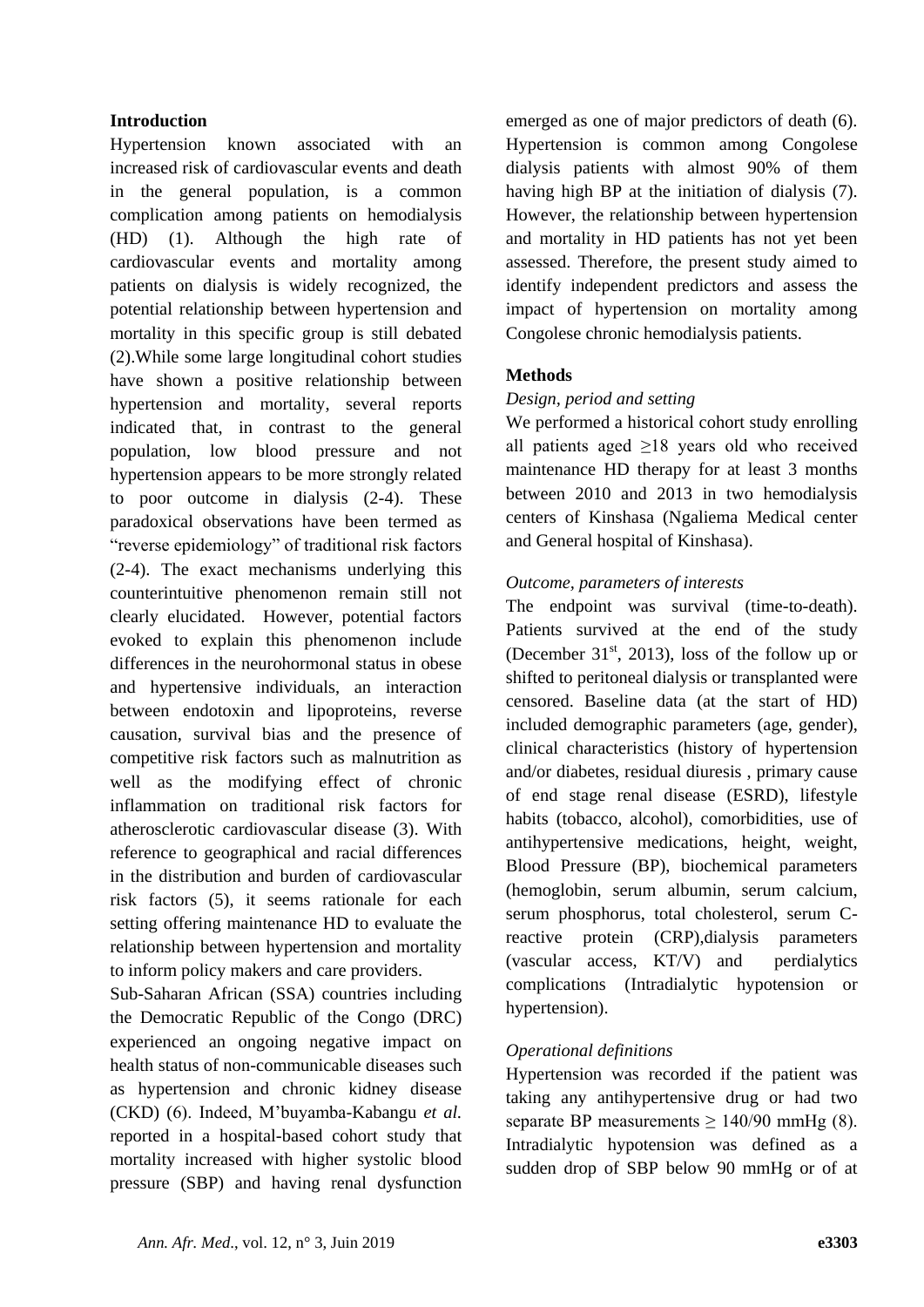## Introduction

Hypertension known associated with an increased risk of cardiovascular events and death in the general population, is a common complication among patients on hemodialysis (HD) (1). Although the high rate of cardiovascular events and mortality among patients on dialysis is widely recognized, the potential relationship between hypertension and mortality in this specific group is still debated (2).While some large longitudinal cohort studies have shown a positive relationship between hypertension and mortality, several reports indicated that, in contrast to the general population, low blood pressure and not hypertension appears to be more strongly related to poor outcome in dialysis (2-4). These paradoxical observations have been termed as "reverse epidemiology" of traditional risk factors (2-4). The exact mechanisms underlying this counterintuitive phenomenon remain still not clearly elucidated. However, potential factors evoked to explain this phenomenon include differences in the neurohormonal status in obese and hypertensive individuals, an interaction between endotoxin and lipoproteins, reverse causation, survival bias and the presence of competitive risk factors such as malnutrition as well as the modifying effect of chronic inflammation on traditional risk factors for atherosclerotic cardiovascular disease (3). With reference to geographical and racial differences in the distribution and burden of cardiovascular risk factors (5), it seems rationale for each setting offering maintenance HD to evaluate the relationship between hypertension and mortality to inform policy makers and care providers.

Sub-Saharan African (SSA) countries including the Democratic Republic of the Congo (DRC) experienced an ongoing negative impact on health status of non-communicable diseases such as hypertension and chronic kidney disease (CKD) (6). Indeed, M'buyamba-Kabangu *et al.* reported in a hospital-based cohort study that mortality increased with higher systolic blood pressure (SBP) and having renal dysfunction emerged as one of major predictors of death (6). Hypertension is common among Congolese dialysis patients with almost 90% of them having high BP at the initiation of dialysis (7). However, the relationship between hypertension and mortality in HD patients has not yet been assessed. Therefore, the present study aimed to identify independent predictors and assess the impact of hypertension on mortality among Congolese chronic hemodialysis patients.

## Methods

*Design, period and setting*

We performed a historical cohort study enrolling all patients aged ≥18 years old who received maintenance HD therapy for at least 3 months between 2010 and 2013 in two hemodialysis centers of Kinshasa (Ngaliema Medical center and General hospital of Kinshasa).

*Outcome, parameters of interests*

The endpoint was survival (time-to-death). Patients survived at the end of the study (December 31st, 2013), loss of the follow up or shifted to peritoneal dialysis or transplanted were censored. Baseline data (at the start of HD) included demographic parameters (age, gender), clinical characteristics (history of hypertension and/or diabetes, residual diuresis , primary cause of end stage renal disease (ESRD), lifestyle habits (tobacco, alcohol), comorbidities, use of antihypertensive medications, height, weight, Blood Pressure (BP), biochemical parameters (hemoglobin, serum albumin, serum calcium, serum phosphorus, total cholesterol, serum C-reactive protein (CRP),dialysis parameters (vascular access, KT/V) and perdialytics complications (Intradialytic hypotension or hypertension).

*Operational definitions*

Hypertension was recorded if the patient was taking any antihypertensive drug or had two separate BP measurements ≥ 140/90 mmHg (8). Intradialytic hypotension was defined as a sudden drop of SBP below 90 mmHg or of at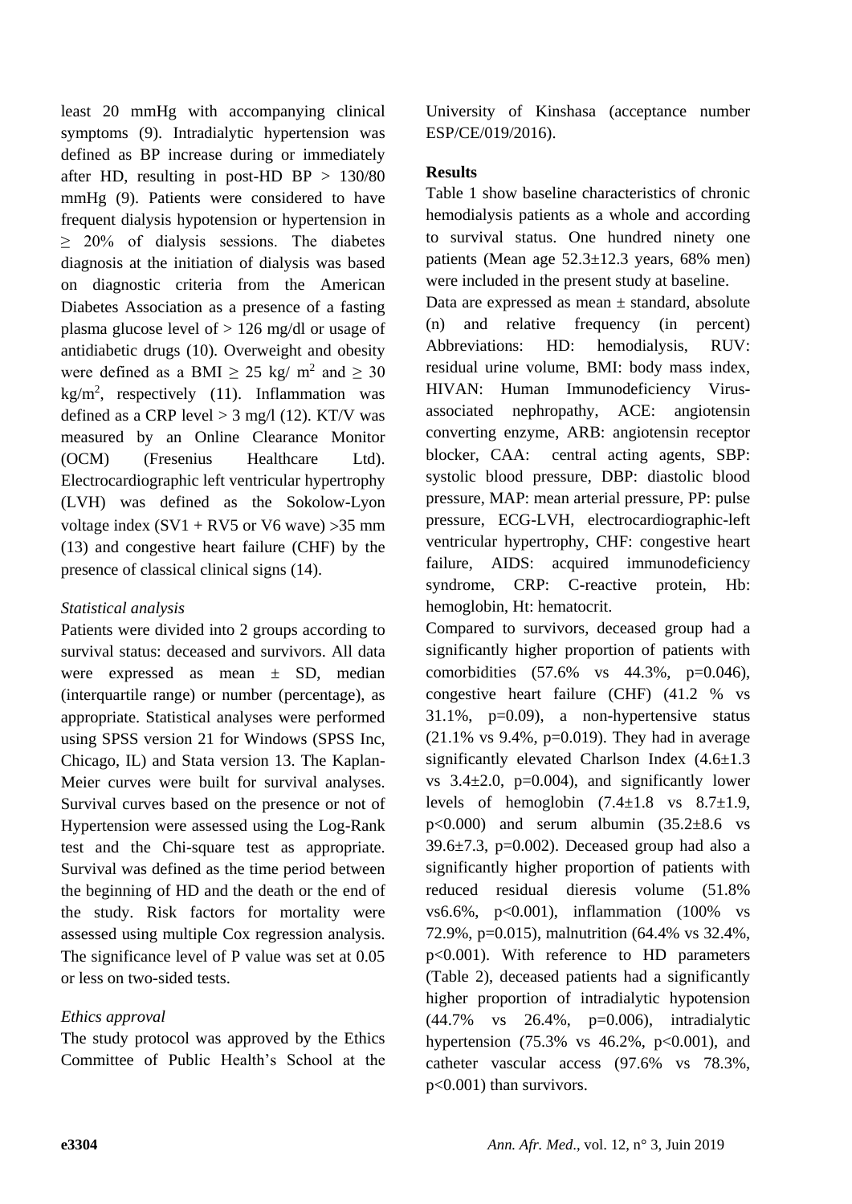least 20 mmHg with accompanying clinical symptoms (9). Intradialytic hypertension was defined as BP increase during or immediately after HD, resulting in post-HD BP > 130/80 mmHg (9). Patients were considered to have frequent dialysis hypotension or hypertension in ≥ 20% of dialysis sessions. The diabetes diagnosis at the initiation of dialysis was based on diagnostic criteria from the American Diabetes Association as a presence of a fasting plasma glucose level of > 126 mg/dl or usage of antidiabetic drugs (10). Overweight and obesity were defined as a BMI ≥ 25 kg/ $m^2$ and ≥ 30 $kg/m^2$, respectively (11). Inflammation was defined as a CRP level > 3 mg/l (12). KT/V was measured by an Online Clearance Monitor (OCM) (Fresenius Healthcare Ltd). Electrocardiographic left ventricular hypertrophy (LVH) was defined as the Sokolow-Lyon voltage index (SV1 + RV5 or V6 wave) >35 mm (13) and congestive heart failure (CHF) by the presence of classical clinical signs (14).

*Statistical analysis*

Patients were divided into 2 groups according to survival status: deceased and survivors. All data were expressed as mean ± SD, median (interquartile range) or number (percentage), as appropriate. Statistical analyses were performed using SPSS version 21 for Windows (SPSS Inc, Chicago, IL) and Stata version 13. The Kaplan-Meier curves were built for survival analyses. Survival curves based on the presence or not of Hypertension were assessed using the Log-Rank test and the Chi-square test as appropriate. Survival was defined as the time period between the beginning of HD and the death or the end of the study. Risk factors for mortality were assessed using multiple Cox regression analysis. The significance level of P value was set at 0.05 or less on two-sided tests.

*Ethics approval*

The study protocol was approved by the Ethics Committee of Public Health's School at the University of Kinshasa (acceptance number ESP/CE/019/2016).

**Results**

Table 1 show baseline characteristics of chronic hemodialysis patients as a whole and according to survival status. One hundred ninety one patients (Mean age 52.3±12.3 years, 68% men) were included in the present study at baseline.

Data are expressed as mean ± standard, absolute (n) and relative frequency (in percent) Abbreviations: HD: hemodialysis, RUV: residual urine volume, BMI: body mass index, HIVAN: Human Immunodeficiency Virus-associated nephropathy, ACE: angiotensin converting enzyme, ARB: angiotensin receptor blocker, CAA: central acting agents, SBP: systolic blood pressure, DBP: diastolic blood pressure, MAP: mean arterial pressure, PP: pulse pressure, ECG-LVH, electrocardiographic-left ventricular hypertrophy, CHF: congestive heart failure, AIDS: acquired immunodeficiency syndrome, CRP: C-reactive protein, Hb: hemoglobin, Ht: hematocrit.

Compared to survivors, deceased group had a significantly higher proportion of patients with comorbidities (57.6% vs 44.3%, p=0.046), congestive heart failure (CHF) (41.2 % vs 31.1%, p=0.09), a non-hypertensive status (21.1% vs 9.4%, p=0.019). They had in average significantly elevated Charlson Index (4.6±1.3 vs 3.4±2.0, p=0.004), and significantly lower levels of hemoglobin (7.4±1.8 vs 8.7±1.9, p<0.000) and serum albumin (35.2±8.6 vs 39.6±7.3, p=0.002). Deceased group had also a significantly higher proportion of patients with reduced residual dieresis volume (51.8% vs6.6%, p<0.001), inflammation (100% vs 72.9%, p=0.015), malnutrition (64.4% vs 32.4%, p<0.001). With reference to HD parameters (Table 2), deceased patients had a significantly higher proportion of intradialytic hypotension (44.7% vs 26.4%, p=0.006), intradialytic hypertension (75.3% vs 46.2%, p<0.001), and catheter vascular access (97.6% vs 78.3%, p<0.001) than survivors.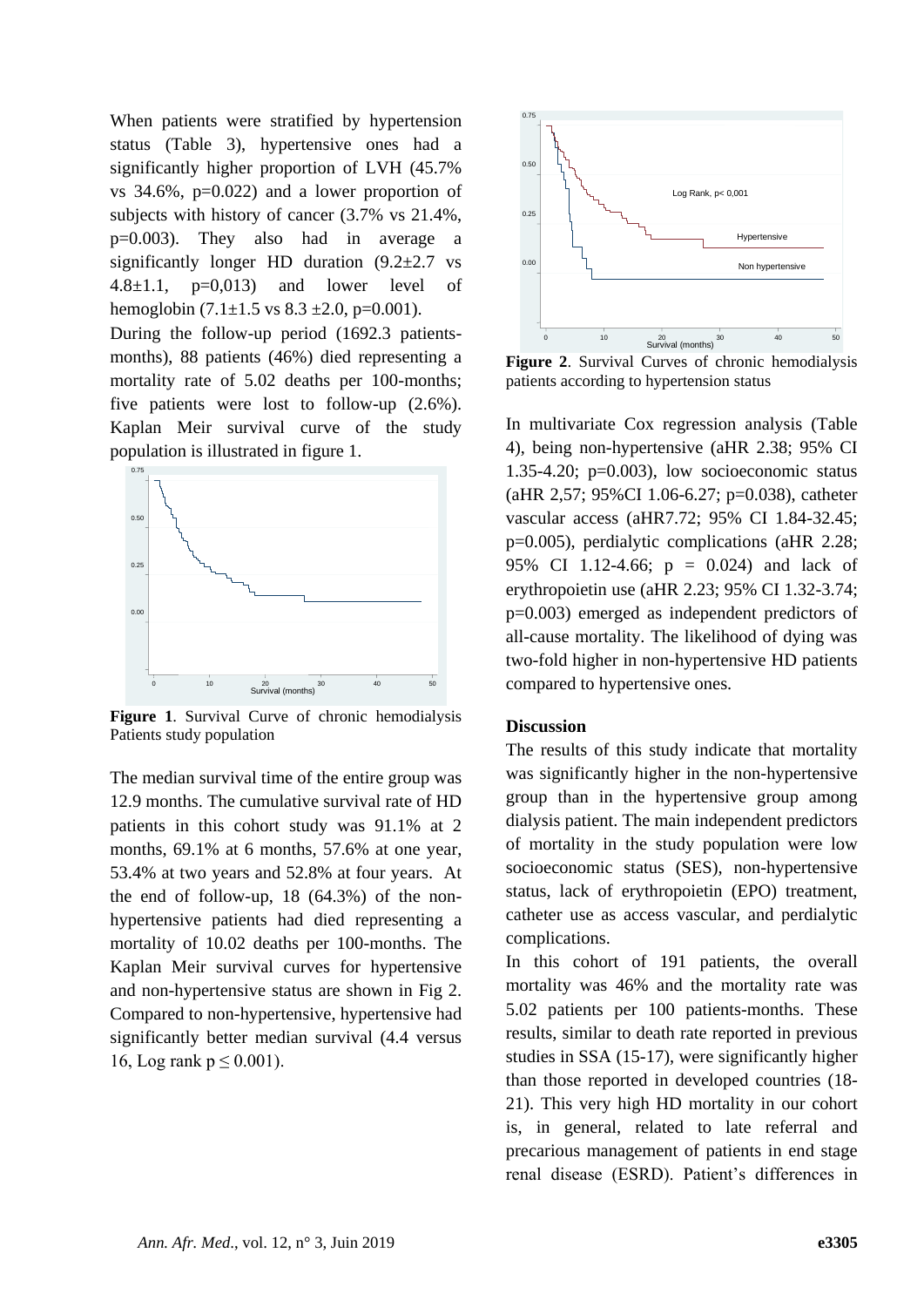When patients were stratified by hypertension status (Table 3), hypertensive ones had a significantly higher proportion of LVH (45.7% vs 34.6%, p=0.022) and a lower proportion of subjects with history of cancer (3.7% vs 21.4%, p=0.003). They also had in average a significantly longer HD duration (9.2±2.7 vs 4.8±1.1, p=0,013) and lower level of hemoglobin (7.1±1.5 vs 8.3 ±2.0, p=0.001).

During the follow-up period (1692.3 patients-months), 88 patients (46%) died representing a mortality rate of 5.02 deaths per 100-months; five patients were lost to follow-up (2.6%). Kaplan Meir survival curve of the study population is illustrated in figure 1.

**Figure 1**. Survival Curve of chronic hemodialysis Patients study population

The median survival time of the entire group was 12.9 months. The cumulative survival rate of HD patients in this cohort study was 91.1% at 2 months, 69.1% at 6 months, 57.6% at one year, 53.4% at two years and 52.8% at four years. At the end of follow-up, 18 (64.3%) of the non-hypertensive patients had died representing a mortality of 10.02 deaths per 100-months. The Kaplan Meir survival curves for hypertensive and non-hypertensive status are shown in Fig 2. Compared to non-hypertensive, hypertensive had significantly better median survival (4.4 versus 16, Log rank $p \leq 0.001$).

**Figure 2**. Survival Curves of chronic hemodialysis patients according to hypertension status

In multivariate Cox regression analysis (Table 4), being non-hypertensive (aHR 2.38; 95% CI 1.35-4.20; p=0.003), low socioeconomic status (aHR 2,57; 95%CI 1.06-6.27; p=0.038), catheter vascular access (aHR7.72; 95% CI 1.84-32.45; p=0.005), perdialytic complications (aHR 2.28; 95% CI 1.12-4.66; p = 0.024) and lack of erythropoietin use (aHR 2.23; 95% CI 1.32-3.74; p=0.003) emerged as independent predictors of all-cause mortality. The likelihood of dying was two-fold higher in non-hypertensive HD patients compared to hypertensive ones.

## Discussion

The results of this study indicate that mortality was significantly higher in the non-hypertensive group than in the hypertensive group among dialysis patient. The main independent predictors of mortality in the study population were low socioeconomic status (SES), non-hypertensive status, lack of erythropoietin (EPO) treatment, catheter use as access vascular, and perdialytic complications.

In this cohort of 191 patients, the overall mortality was 46% and the mortality rate was 5.02 patients per 100 patients-months. These results, similar to death rate reported in previous studies in SSA (15-17), were significantly higher than those reported in developed countries (18-21). This very high HD mortality in our cohort is, in general, related to late referral and precarious management of patients in end stage renal disease (ESRD). Patient's differences in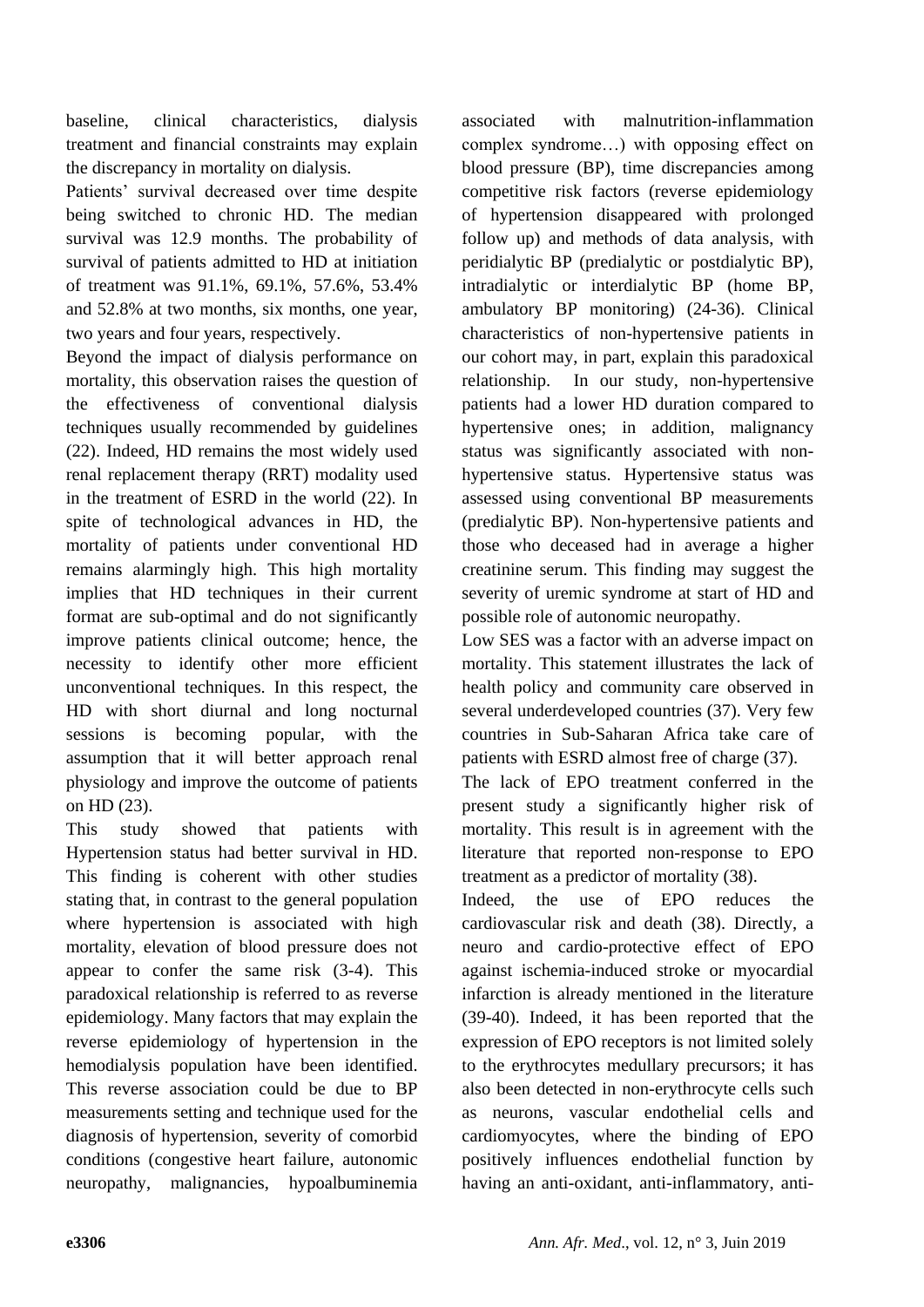baseline, clinical characteristics, dialysis treatment and financial constraints may explain the discrepancy in mortality on dialysis.

Patients' survival decreased over time despite being switched to chronic HD. The median survival was 12.9 months. The probability of survival of patients admitted to HD at initiation of treatment was 91.1%, 69.1%, 57.6%, 53.4% and 52.8% at two months, six months, one year, two years and four years, respectively.

Beyond the impact of dialysis performance on mortality, this observation raises the question of the effectiveness of conventional dialysis techniques usually recommended by guidelines (22). Indeed, HD remains the most widely used renal replacement therapy (RRT) modality used in the treatment of ESRD in the world (22). In spite of technological advances in HD, the mortality of patients under conventional HD remains alarmingly high. This high mortality implies that HD techniques in their current format are sub-optimal and do not significantly improve patients clinical outcome; hence, the necessity to identify other more efficient unconventional techniques. In this respect, the HD with short diurnal and long nocturnal sessions is becoming popular, with the assumption that it will better approach renal physiology and improve the outcome of patients on HD (23).

This study showed that patients with Hypertension status had better survival in HD. This finding is coherent with other studies stating that, in contrast to the general population where hypertension is associated with high mortality, elevation of blood pressure does not appear to confer the same risk (3-4). This paradoxical relationship is referred to as reverse epidemiology. Many factors that may explain the reverse epidemiology of hypertension in the hemodialysis population have been identified. This reverse association could be due to BP measurements setting and technique used for the diagnosis of hypertension, severity of comorbid conditions (congestive heart failure, autonomic neuropathy, malignancies, hypoalbuminemia associated with malnutrition-inflammation complex syndrome…) with opposing effect on blood pressure (BP), time discrepancies among competitive risk factors (reverse epidemiology of hypertension disappeared with prolonged follow up) and methods of data analysis, with peridialytic BP (predialytic or postdialytic BP), intradialytic or interdialytic BP (home BP, ambulatory BP monitoring) (24-36). Clinical characteristics of non-hypertensive patients in our cohort may, in part, explain this paradoxical relationship. In our study, non-hypertensive patients had a lower HD duration compared to hypertensive ones; in addition, malignancy status was significantly associated with non-hypertensive status. Hypertensive status was assessed using conventional BP measurements (predialytic BP). Non-hypertensive patients and those who deceased had in average a higher creatinine serum. This finding may suggest the severity of uremic syndrome at start of HD and possible role of autonomic neuropathy.

Low SES was a factor with an adverse impact on mortality. This statement illustrates the lack of health policy and community care observed in several underdeveloped countries (37). Very few countries in Sub-Saharan Africa take care of patients with ESRD almost free of charge (37).

The lack of EPO treatment conferred in the present study a significantly higher risk of mortality. This result is in agreement with the literature that reported non-response to EPO treatment as a predictor of mortality (38).

Indeed, the use of EPO reduces the cardiovascular risk and death (38). Directly, a neuro and cardio-protective effect of EPO against ischemia-induced stroke or myocardial infarction is already mentioned in the literature (39-40). Indeed, it has been reported that the expression of EPO receptors is not limited solely to the erythrocytes medullary precursors; it has also been detected in non-erythrocyte cells such as neurons, vascular endothelial cells and cardiomyocytes, where the binding of EPO positively influences endothelial function by having an anti-oxidant, anti-inflammatory, anti-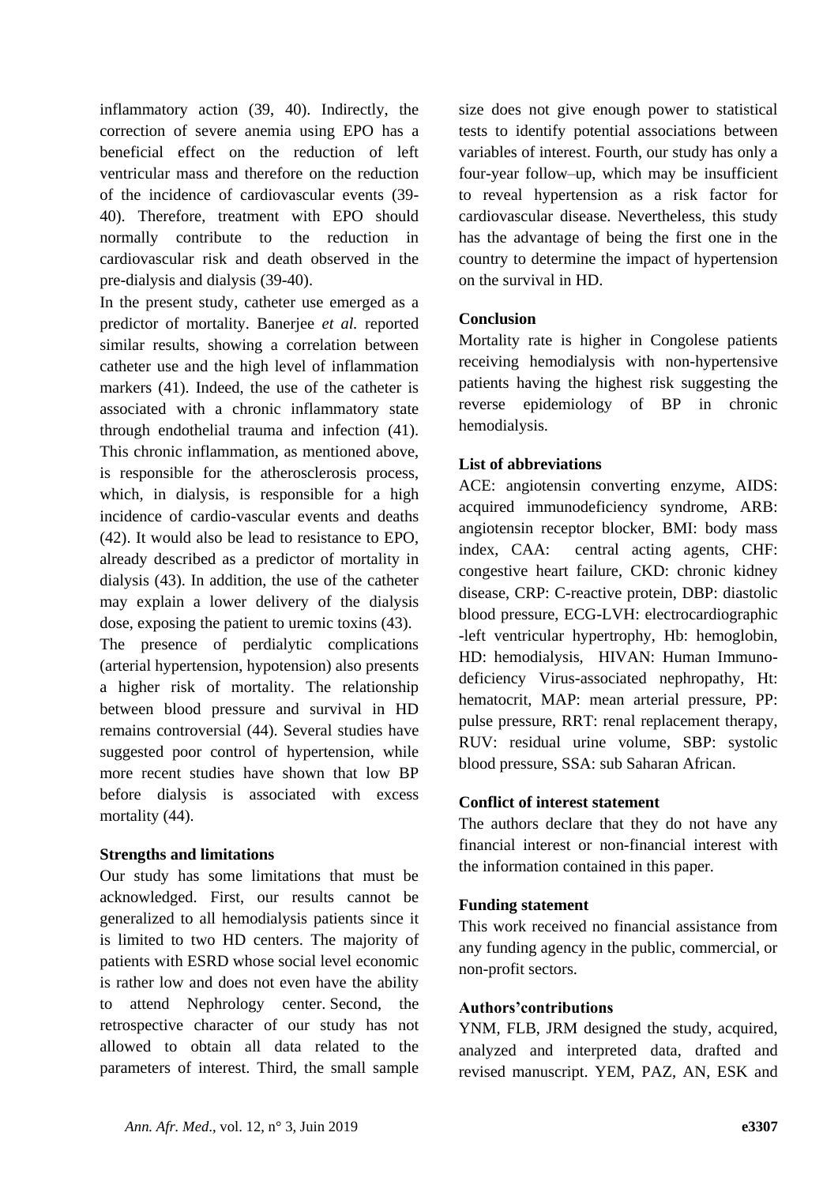inflammatory action (39, 40). Indirectly, the correction of severe anemia using EPO has a beneficial effect on the reduction of left ventricular mass and therefore on the reduction of the incidence of cardiovascular events (39-40). Therefore, treatment with EPO should normally contribute to the reduction in cardiovascular risk and death observed in the pre-dialysis and dialysis (39-40).

In the present study, catheter use emerged as a predictor of mortality. Banerjee *et al.* reported similar results, showing a correlation between catheter use and the high level of inflammation markers (41). Indeed, the use of the catheter is associated with a chronic inflammatory state through endothelial trauma and infection (41). This chronic inflammation, as mentioned above, is responsible for the atherosclerosis process, which, in dialysis, is responsible for a high incidence of cardio-vascular events and deaths (42). It would also be lead to resistance to EPO, already described as a predictor of mortality in dialysis (43). In addition, the use of the catheter may explain a lower delivery of the dialysis dose, exposing the patient to uremic toxins (43).

The presence of perdialytic complications (arterial hypertension, hypotension) also presents a higher risk of mortality. The relationship between blood pressure and survival in HD remains controversial (44). Several studies have suggested poor control of hypertension, while more recent studies have shown that low BP before dialysis is associated with excess mortality (44).

**Strengths and limitations**

Our study has some limitations that must be acknowledged. First, our results cannot be generalized to all hemodialysis patients since it is limited to two HD centers. The majority of patients with ESRD whose social level economic is rather low and does not even have the ability to attend Nephrology center. Second, the retrospective character of our study has not allowed to obtain all data related to the parameters of interest. Third, the small sample size does not give enough power to statistical tests to identify potential associations between variables of interest. Fourth, our study has only a four-year follow–up, which may be insufficient to reveal hypertension as a risk factor for cardiovascular disease. Nevertheless, this study has the advantage of being the first one in the country to determine the impact of hypertension on the survival in HD.

**Conclusion**

Mortality rate is higher in Congolese patients receiving hemodialysis with non-hypertensive patients having the highest risk suggesting the reverse epidemiology of BP in chronic hemodialysis.

**List of abbreviations**

ACE: angiotensin converting enzyme, AIDS: acquired immunodeficiency syndrome, ARB: angiotensin receptor blocker, BMI: body mass index, CAA: central acting agents, CHF: congestive heart failure, CKD: chronic kidney disease, CRP: C-reactive protein, DBP: diastolic blood pressure, ECG-LVH: electrocardiographic -left ventricular hypertrophy, Hb: hemoglobin, HD: hemodialysis, HIVAN: Human Immuno-deficiency Virus-associated nephropathy, Ht: hematocrit, MAP: mean arterial pressure, PP: pulse pressure, RRT: renal replacement therapy, RUV: residual urine volume, SBP: systolic blood pressure, SSA: sub Saharan African.

**Conflict of interest statement**

The authors declare that they do not have any financial interest or non-financial interest with the information contained in this paper.

**Funding statement**

This work received no financial assistance from any funding agency in the public, commercial, or non-profit sectors.

**Authors'contributions**

YNM, FLB, JRM designed the study, acquired, analyzed and interpreted data, drafted and revised manuscript. YEM, PAZ, AN, ESK and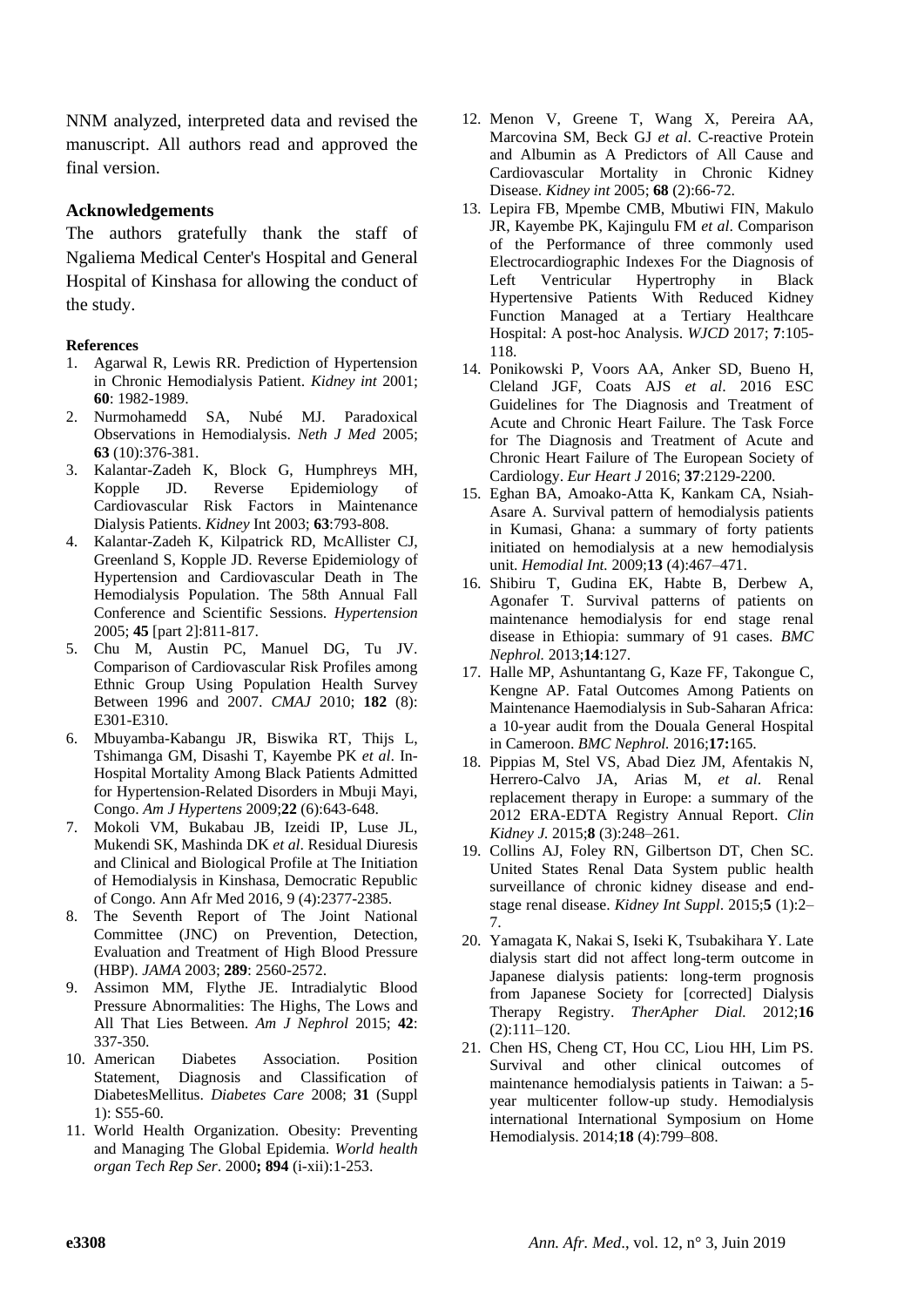NNM analyzed, interpreted data and revised the manuscript. All authors read and approved the final version.

## Acknowledgements

The authors gratefully thank the staff of Ngaliema Medical Center's Hospital and General Hospital of Kinshasa for allowing the conduct of the study.

## References

1. Agarwal R, Lewis RR. Prediction of Hypertension in Chronic Hemodialysis Patient. *Kidney int* 2001; **60**: 1982-1989.
2. Nurmohamedd SA, Nubé MJ. Paradoxical Observations in Hemodialysis. *Neth J Med* 2005; **63** (10):376-381.
3. Kalantar-Zadeh K, Block G, Humphreys MH, Kopple JD. Reverse Epidemiology of Cardiovascular Risk Factors in Maintenance Dialysis Patients. *Kidney* Int 2003; **63**:793-808.
4. Kalantar-Zadeh K, Kilpatrick RD, McAllister CJ, Greenland S, Kopple JD. Reverse Epidemiology of Hypertension and Cardiovascular Death in The Hemodialysis Population. The 58th Annual Fall Conference and Scientific Sessions. *Hypertension* 2005; **45** [part 2]:811-817.
5. Chu M, Austin PC, Manuel DG, Tu JV. Comparison of Cardiovascular Risk Profiles among Ethnic Group Using Population Health Survey Between 1996 and 2007. *CMAJ* 2010; **182** (8): E301-E310.
6. Mbuyamba-Kabangu JR, Biswika RT, Thijs L, Tshimanga GM, Disashi T, Kayembe PK *et al*. In-Hospital Mortality Among Black Patients Admitted for Hypertension-Related Disorders in Mbuji Mayi, Congo. *Am J Hypertens* 2009;**22** (6):643-648.
7. Mokoli VM, Bukabau JB, Izeidi IP, Luse JL, Mukendi SK, Mashinda DK *et al*. Residual Diuresis and Clinical and Biological Profile at The Initiation of Hemodialysis in Kinshasa, Democratic Republic of Congo. Ann Afr Med 2016, 9 (4):2377-2385.
8. The Seventh Report of The Joint National Committee (JNC) on Prevention, Detection, Evaluation and Treatment of High Blood Pressure (HBP). *JAMA* 2003; **289**: 2560-2572.
9. Assimon MM, Flythe JE. Intradialytic Blood Pressure Abnormalities: The Highs, The Lows and All That Lies Between. *Am J Nephrol* 2015; **42**: 337-350.
10. American Diabetes Association. Position Statement, Diagnosis and Classification of DiabetesMellitus. *Diabetes Care* 2008; **31** (Suppl 1): S55-60.
11. World Health Organization. Obesity: Preventing and Managing The Global Epidemia. *World health organ Tech Rep Ser*. 2000**; 894** (i-xii):1-253.
12. Menon V, Greene T, Wang X, Pereira AA, Marcovina SM, Beck GJ *et al*. C-reactive Protein and Albumin as A Predictors of All Cause and Cardiovascular Mortality in Chronic Kidney Disease. *Kidney int* 2005; **68** (2):66-72.
13. Lepira FB, Mpembe CMB, Mbutiwi FIN, Makulo JR, Kayembe PK, Kajingulu FM *et al*. Comparison of the Performance of three commonly used Electrocardiographic Indexes For the Diagnosis of Left Ventricular Hypertrophy in Black Hypertensive Patients With Reduced Kidney Function Managed at a Tertiary Healthcare Hospital: A post-hoc Analysis. *WJCD* 2017; **7**:105-118.
14. Ponikowski P, Voors AA, Anker SD, Bueno H, Cleland JGF, Coats AJS *et al*. 2016 ESC Guidelines for The Diagnosis and Treatment of Acute and Chronic Heart Failure. The Task Force for The Diagnosis and Treatment of Acute and Chronic Heart Failure of The European Society of Cardiology. *Eur Heart J* 2016; **37**:2129-2200.
15. Eghan BA, Amoako-Atta K, Kankam CA, Nsiah-Asare A. Survival pattern of hemodialysis patients in Kumasi, Ghana: a summary of forty patients initiated on hemodialysis at a new hemodialysis unit. *Hemodial Int.* 2009;**13** (4):467–471.
16. Shibiru T, Gudina EK, Habte B, Derbew A, Agonafer T. Survival patterns of patients on maintenance hemodialysis for end stage renal disease in Ethiopia: summary of 91 cases. *BMC Nephrol.* 2013;**14**:127.
17. Halle MP, Ashuntantang G, Kaze FF, Takongue C, Kengne AP. Fatal Outcomes Among Patients on Maintenance Haemodialysis in Sub-Saharan Africa: a 10-year audit from the Douala General Hospital in Cameroon. *BMC Nephrol.* 2016;**17:**165.
18. Pippias M, Stel VS, Abad Diez JM, Afentakis N, Herrero-Calvo JA, Arias M, *et al*. Renal replacement therapy in Europe: a summary of the 2012 ERA-EDTA Registry Annual Report. *Clin Kidney J.* 2015;**8** (3):248–261.
19. Collins AJ, Foley RN, Gilbertson DT, Chen SC. United States Renal Data System public health surveillance of chronic kidney disease and end-stage renal disease. *Kidney Int Suppl*. 2015;**5** (1):2–7.
20. Yamagata K, Nakai S, Iseki K, Tsubakihara Y. Late dialysis start did not affect long-term outcome in Japanese dialysis patients: long-term prognosis from Japanese Society for [corrected] Dialysis Therapy Registry. *TherApher Dial.* 2012;**16** (2):111–120.
21. Chen HS, Cheng CT, Hou CC, Liou HH, Lim PS. Survival and other clinical outcomes of maintenance hemodialysis patients in Taiwan: a 5-year multicenter follow-up study. Hemodialysis international International Symposium on Home Hemodialysis. 2014;**18** (4):799–808.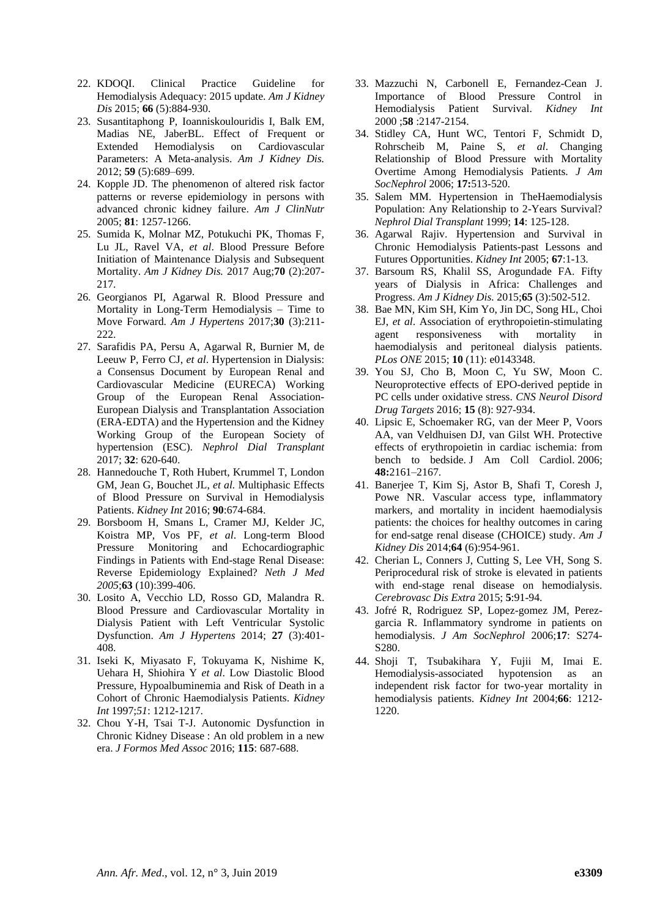22. KDOQI. Clinical Practice Guideline for Hemodialysis Adequacy: 2015 update. *Am J Kidney Dis* 2015; **66** (5):884-930.
23. Susantitaphong P, Ioanniskoulouridis I, Balk EM, Madias NE, JaberBL. Effect of Frequent or Extended Hemodialysis on Cardiovascular Parameters: A Meta-analysis. *Am J Kidney Dis.* 2012; **59** (5):689–699.
24. Kopple JD. The phenomenon of altered risk factor patterns or reverse epidemiology in persons with advanced chronic kidney failure. *Am J ClinNutr* 2005; **81**: 1257-1266.
25. Sumida K, Molnar MZ, Potukuchi PK, Thomas F, Lu JL, Ravel VA, *et al*. Blood Pressure Before Initiation of Maintenance Dialysis and Subsequent Mortality. *Am J Kidney Dis.* 2017 Aug;**70** (2):207-217.
26. Georgianos PI, Agarwal R. Blood Pressure and Mortality in Long-Term Hemodialysis – Time to Move Forward. *Am J Hypertens* 2017;**30** (3):211-222.
27. Sarafidis PA, Persu A, Agarwal R, Burnier M, de Leeuw P, Ferro CJ, *et al*. Hypertension in Dialysis: a Consensus Document by European Renal and Cardiovascular Medicine (EURECA) Working Group of the European Renal Association-European Dialysis and Transplantation Association (ERA-EDTA) and the Hypertension and the Kidney Working Group of the European Society of hypertension (ESC). *Nephrol Dial Transplant* 2017; **32**: 620-640.
28. Hannedouche T, Roth Hubert, Krummel T, London GM, Jean G, Bouchet JL, *et al.* Multiphasic Effects of Blood Pressure on Survival in Hemodialysis Patients. *Kidney Int* 2016; **90**:674-684.
29. Borsboom H, Smans L, Cramer MJ, Kelder JC, Koistra MP, Vos PF, *et al*. Long-term Blood Pressure Monitoring and Echocardiographic Findings in Patients with End-stage Renal Disease: Reverse Epidemiology Explained? *Neth J Med 2005*;**63** (10):399-406.
30. Losito A, Vecchio LD, Rosso GD, Malandra R. Blood Pressure and Cardiovascular Mortality in Dialysis Patient with Left Ventricular Systolic Dysfunction. *Am J Hypertens* 2014; **27** (3):401-408.
31. Iseki K, Miyasato F, Tokuyama K, Nishime K, Uehara H, Shiohira Y *et al*. Low Diastolic Blood Pressure, Hypoalbuminemia and Risk of Death in a Cohort of Chronic Haemodialysis Patients. *Kidney Int* 1997;*51*: 1212-1217.
32. Chou Y-H, Tsai T-J. Autonomic Dysfunction in Chronic Kidney Disease : An old problem in a new era. *J Formos Med Assoc* 2016; **115**: 687-688.
33. Mazzuchi N, Carbonell E, Fernandez-Cean J. Importance of Blood Pressure Control in Hemodialysis Patient Survival. *Kidney Int* 2000 ;**58** :2147-2154.
34. Stidley CA, Hunt WC, Tentori F, Schmidt D, Rohrscheib M, Paine S, *et al*. Changing Relationship of Blood Pressure with Mortality Overtime Among Hemodialysis Patients. *J Am SocNephrol* 2006; **17:**513-520.
35. Salem MM. Hypertension in TheHaemodialysis Population: Any Relationship to 2-Years Survival? *Nephrol Dial Transplant* 1999; **14**: 125-128.
36. Agarwal Rajiv. Hypertension and Survival in Chronic Hemodialysis Patients-past Lessons and Futures Opportunities. *Kidney Int* 2005; **67**:1-13.
37. Barsoum RS, Khalil SS, Arogundade FA. Fifty years of Dialysis in Africa: Challenges and Progress. *Am J Kidney Dis.* 2015;**65** (3):502-512.
38. Bae MN, Kim SH, Kim Yo, Jin DC, Song HL, Choi EJ, *et al*. Association of erythropoietin-stimulating agent responsiveness with mortality in haemodialysis and peritoneal dialysis patients. *PLos ONE* 2015; **10** (11): e0143348.
39. You SJ, Cho B, Moon C, Yu SW, Moon C. Neuroprotective effects of EPO-derived peptide in PC cells under oxidative stress. *CNS Neurol Disord Drug Targets* 2016; **15** (8): 927-934.
40. Lipsic E, Schoemaker RG, van der Meer P, Voors AA, van Veldhuisen DJ, van Gilst WH. Protective effects of erythropoietin in cardiac ischemia: from bench to bedside. J Am Coll Cardiol. 2006; **48:**2161–2167.
41. Banerjee T, Kim Sj, Astor B, Shafi T, Coresh J, Powe NR. Vascular access type, inflammatory markers, and mortality in incident haemodialysis patients: the choices for healthy outcomes in caring for end-satge renal disease (CHOICE) study. *Am J Kidney Dis* 2014;**64** (6):954-961.
42. Cherian L, Conners J, Cutting S, Lee VH, Song S. Periprocedural risk of stroke is elevated in patients with end-stage renal disease on hemodialysis. *Cerebrovasc Dis Extra* 2015; **5**:91-94.
43. Jofré R, Rodriguez SP, Lopez-gomez JM, Perez-garcia R. Inflammatory syndrome in patients on hemodialysis. *J Am SocNephrol* 2006;**17**: S274-S280.
44. Shoji T, Tsubakihara Y, Fujii M, Imai E. Hemodialysis-associated hypotension as an independent risk factor for two-year mortality in hemodialysis patients. *Kidney Int* 2004;**66**: 1212-1220.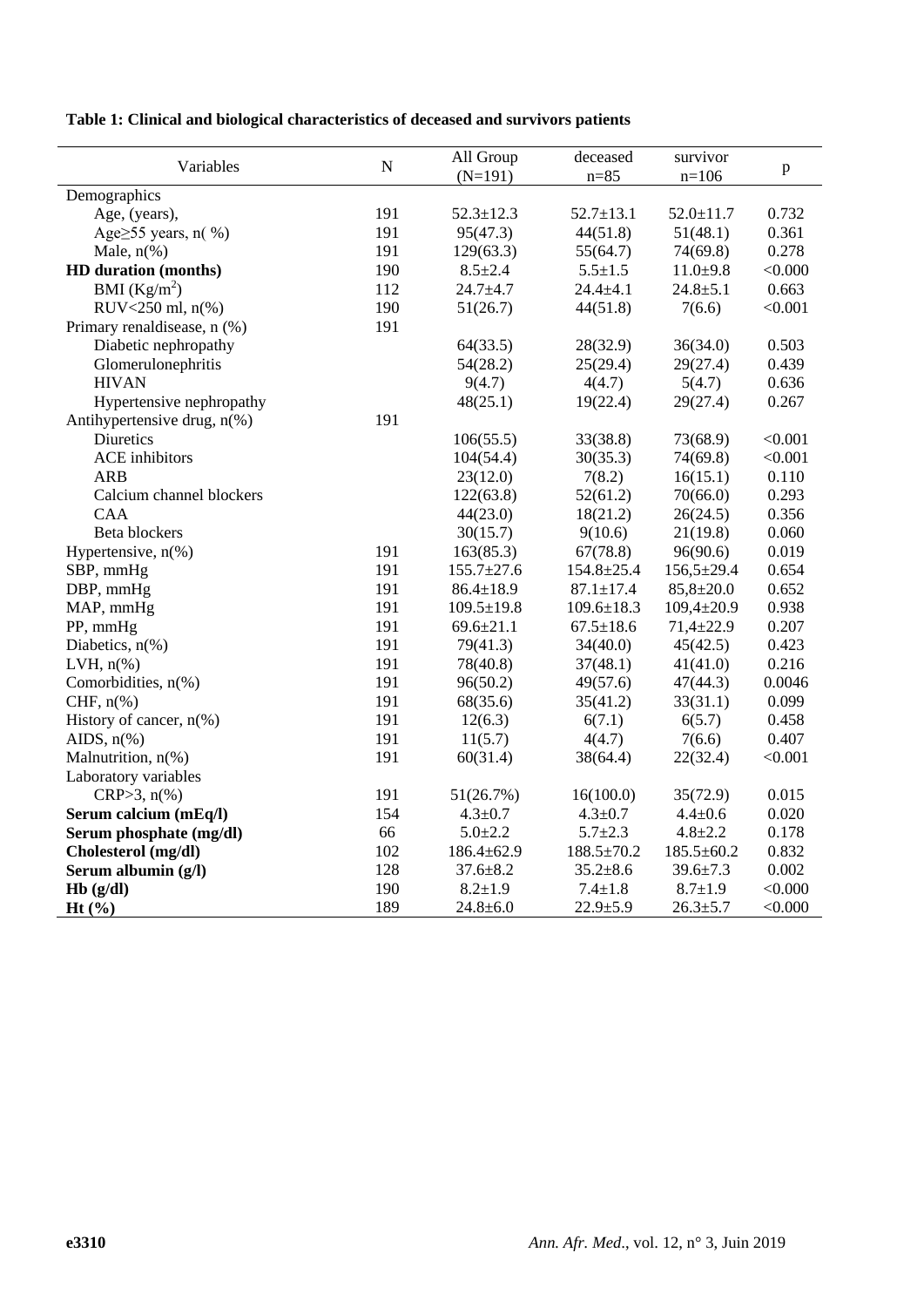**Table 1: Clinical and biological characteristics of deceased and survivors patients**

| Variables | N | All Group (N=191) | deceased n=85 | survivor n=106 | p |
|---|---|---|---|---|---|
| Demographics | | | | | |
| Age, (years), | 191 | 52.3±12.3 | 52.7±13.1 | 52.0±11.7 | 0.732 |
| Age≥55 years, n( %) | 191 | 95(47.3) | 44(51.8) | 51(48.1) | 0.361 |
| Male, n(%) | 191 | 129(63.3) | 55(64.7) | 74(69.8) | 0.278 |
| **HD duration (months)** | 190 | 8.5±2.4 | 5.5±1.5 | 11.0±9.8 | <0.000 |
| BMI (Kg/m$^2$) | 112 | 24.7±4.7 | 24.4±4.1 | 24.8±5.1 | 0.663 |
| RUV<250 ml, n(%) | 190 | 51(26.7) | 44(51.8) | 7(6.6) | <0.001 |
| Primary renaldisease, n (%) | 191 | | | | |
| Diabetic nephropathy | | 64(33.5) | 28(32.9) | 36(34.0) | 0.503 |
| Glomerulonephritis | | 54(28.2) | 25(29.4) | 29(27.4) | 0.439 |
| HIVAN | | 9(4.7) | 4(4.7) | 5(4.7) | 0.636 |
| Hypertensive nephropathy | | 48(25.1) | 19(22.4) | 29(27.4) | 0.267 |
| Antihypertensive drug, n(%) | 191 | | | | |
| Diuretics | | 106(55.5) | 33(38.8) | 73(68.9) | <0.001 |
| ACE inhibitors | | 104(54.4) | 30(35.3) | 74(69.8) | <0.001 |
| ARB | | 23(12.0) | 7(8.2) | 16(15.1) | 0.110 |
| Calcium channel blockers | | 122(63.8) | 52(61.2) | 70(66.0) | 0.293 |
| CAA | | 44(23.0) | 18(21.2) | 26(24.5) | 0.356 |
| Beta blockers | | 30(15.7) | 9(10.6) | 21(19.8) | 0.060 |
| Hypertensive, n(%) | 191 | 163(85.3) | 67(78.8) | 96(90.6) | 0.019 |
| SBP, mmHg | 191 | 155.7±27.6 | 154.8±25.4 | 156,5±29.4 | 0.654 |
| DBP, mmHg | 191 | 86.4±18.9 | 87.1±17.4 | 85,8±20.0 | 0.652 |
| MAP, mmHg | 191 | 109.5±19.8 | 109.6±18.3 | 109,4±20.9 | 0.938 |
| PP, mmHg | 191 | 69.6±21.1 | 67.5±18.6 | 71,4±22.9 | 0.207 |
| Diabetics, n(%) | 191 | 79(41.3) | 34(40.0) | 45(42.5) | 0.423 |
| LVH, n(%) | 191 | 78(40.8) | 37(48.1) | 41(41.0) | 0.216 |
| Comorbidities, n(%) | 191 | 96(50.2) | 49(57.6) | 47(44.3) | 0.0046 |
| CHF, n(%) | 191 | 68(35.6) | 35(41.2) | 33(31.1) | 0.099 |
| History of cancer, n(%) | 191 | 12(6.3) | 6(7.1) | 6(5.7) | 0.458 |
| AIDS, n(%) | 191 | 11(5.7) | 4(4.7) | 7(6.6) | 0.407 |
| Malnutrition, n(%) | 191 | 60(31.4) | 38(64.4) | 22(32.4) | <0.001 |
| Laboratory variables | | | | | |
| CRP>3, n(%) | 191 | 51(26.7%) | 16(100.0) | 35(72.9) | 0.015 |
| **Serum calcium (mEq/l)** | 154 | 4.3±0.7 | 4.3±0.7 | 4.4±0.6 | 0.020 |
| **Serum phosphate (mg/dl)** | 66 | 5.0±2.2 | 5.7±2.3 | 4.8±2.2 | 0.178 |
| **Cholesterol (mg/dl)** | 102 | 186.4±62.9 | 188.5±70.2 | 185.5±60.2 | 0.832 |
| **Serum albumin (g/l)** | 128 | 37.6±8.2 | 35.2±8.6 | 39.6±7.3 | 0.002 |
| **Hb (g/dl)** | 190 | 8.2±1.9 | 7.4±1.8 | 8.7±1.9 | <0.000 |
| **Ht (%)** | 189 | 24.8±6.0 | 22.9±5.9 | 26.3±5.7 | <0.000 |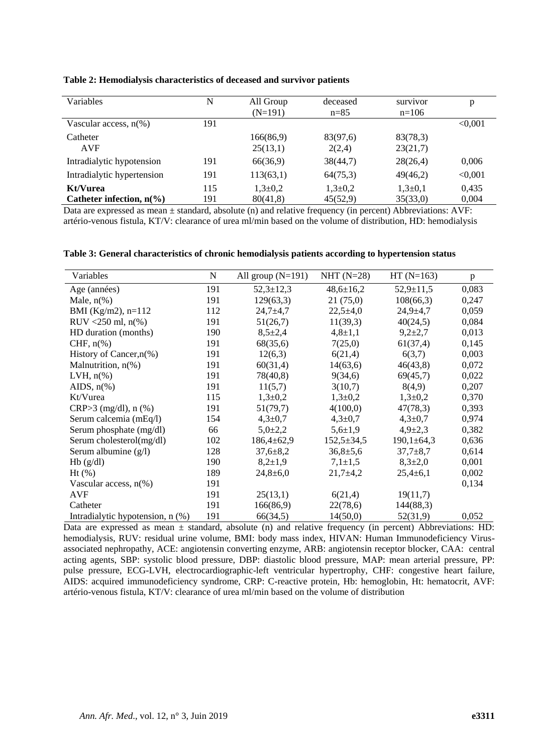**Table 2: Hemodialysis characteristics of deceased and survivor patients**

| Variables | N | All Group (N=191) | deceased n=85 | survivor n=106 | p |
|---|---|---|---|---|---|
| Vascular access, n(%) | 191 | | | | <0,001 |
| Catheter | | 166(86,9) | 83(97,6) | 83(78,3) | |
| AVF | | 25(13,1) | 2(2,4) | 23(21,7) | |
| Intradialytic hypotension | 191 | 66(36,9) | 38(44,7) | 28(26,4) | 0,006 |
| Intradialytic hypertension | 191 | 113(63,1) | 64(75,3) | 49(46,2) | <0,001 |
| **Kt/Vurea** | 115 | 1,3±0,2 | 1,3±0,2 | 1,3±0,1 | 0,435 |
| **Catheter infection, n(%)** | 191 | 80(41,8) | 45(52,9) | 35(33,0) | 0,004 |

Data are expressed as mean ± standard, absolute (n) and relative frequency (in percent) Abbreviations: AVF: artério-venous fistula, KT/V: clearance of urea ml/min based on the volume of distribution, HD: hemodialysis

**Table 3: General characteristics of chronic hemodialysis patients according to hypertension status**

| Variables | N | All group (N=191) | NHT (N=28) | HT (N=163) | p |
|---|---|---|---|---|---|
| Age (années) | 191 | 52,3±12,3 | 48,6±16,2 | 52,9±11,5 | 0,083 |
| Male, n(%) | 191 | 129(63,3) | 21 (75,0) | 108(66,3) | 0,247 |
| BMI (Kg/m2), n=112 | 112 | 24,7±4,7 | 22,5±4,0 | 24,9±4,7 | 0,059 |
| RUV <250 ml, n(%) | 191 | 51(26,7) | 11(39,3) | 40(24,5) | 0,084 |
| HD duration (months) | 190 | 8,5±2,4 | 4,8±1,1 | 9,2±2,7 | 0,013 |
| CHF, n(%) | 191 | 68(35,6) | 7(25,0) | 61(37,4) | 0,145 |
| History of Cancer,n(%) | 191 | 12(6,3) | 6(21,4) | 6(3,7) | 0,003 |
| Malnutrition, n(%) | 191 | 60(31,4) | 14(63,6) | 46(43,8) | 0,072 |
| LVH, n(%) | 191 | 78(40,8) | 9(34,6) | 69(45,7) | 0,022 |
| AIDS, n(%) | 191 | 11(5,7) | 3(10,7) | 8(4,9) | 0,207 |
| Kt/Vurea | 115 | 1,3±0,2 | 1,3±0,2 | 1,3±0,2 | 0,370 |
| CRP>3 (mg/dl), n (%) | 191 | 51(79,7) | 4(100,0) | 47(78,3) | 0,393 |
| Serum calcemia (mEq/l) | 154 | 4,3±0,7 | 4,3±0,7 | 4,3±0,7 | 0,974 |
| Serum phosphate (mg/dl) | 66 | 5,0±2,2 | 5,6±1,9 | 4,9±2,3 | 0,382 |
| Serum cholesterol(mg/dl) | 102 | 186,4±62,9 | 152,5±34,5 | 190,1±64,3 | 0,636 |
| Serum albumine (g/l) | 128 | 37,6±8,2 | 36,8±5,6 | 37,7±8,7 | 0,614 |
| Hb (g/dl) | 190 | 8,2±1,9 | 7,1±1,5 | 8,3±2,0 | 0,001 |
| Ht (%) | 189 | 24,8±6,0 | 21,7±4,2 | 25,4±6,1 | 0,002 |
| Vascular access, n(%) | 191 | | | | 0,134 |
| AVF | 191 | 25(13,1) | 6(21,4) | 19(11,7) | |
| Catheter | 191 | 166(86,9) | 22(78,6) | 144(88,3) | |
| Intradialytic hypotension, n (%) | 191 | 66(34,5) | 14(50,0) | 52(31,9) | 0,052 |

Data are expressed as mean ± standard, absolute (n) and relative frequency (in percent) Abbreviations: HD: hemodialysis, RUV: residual urine volume, BMI: body mass index, HIVAN: Human Immunodeficiency Virus-associated nephropathy, ACE: angiotensin converting enzyme, ARB: angiotensin receptor blocker, CAA: central acting agents, SBP: systolic blood pressure, DBP: diastolic blood pressure, MAP: mean arterial pressure, PP: pulse pressure, ECG-LVH, electrocardiographic-left ventricular hypertrophy, CHF: congestive heart failure, AIDS: acquired immunodeficiency syndrome, CRP: C-reactive protein, Hb: hemoglobin, Ht: hematocrit, AVF: artério-venous fistula, KT/V: clearance of urea ml/min based on the volume of distribution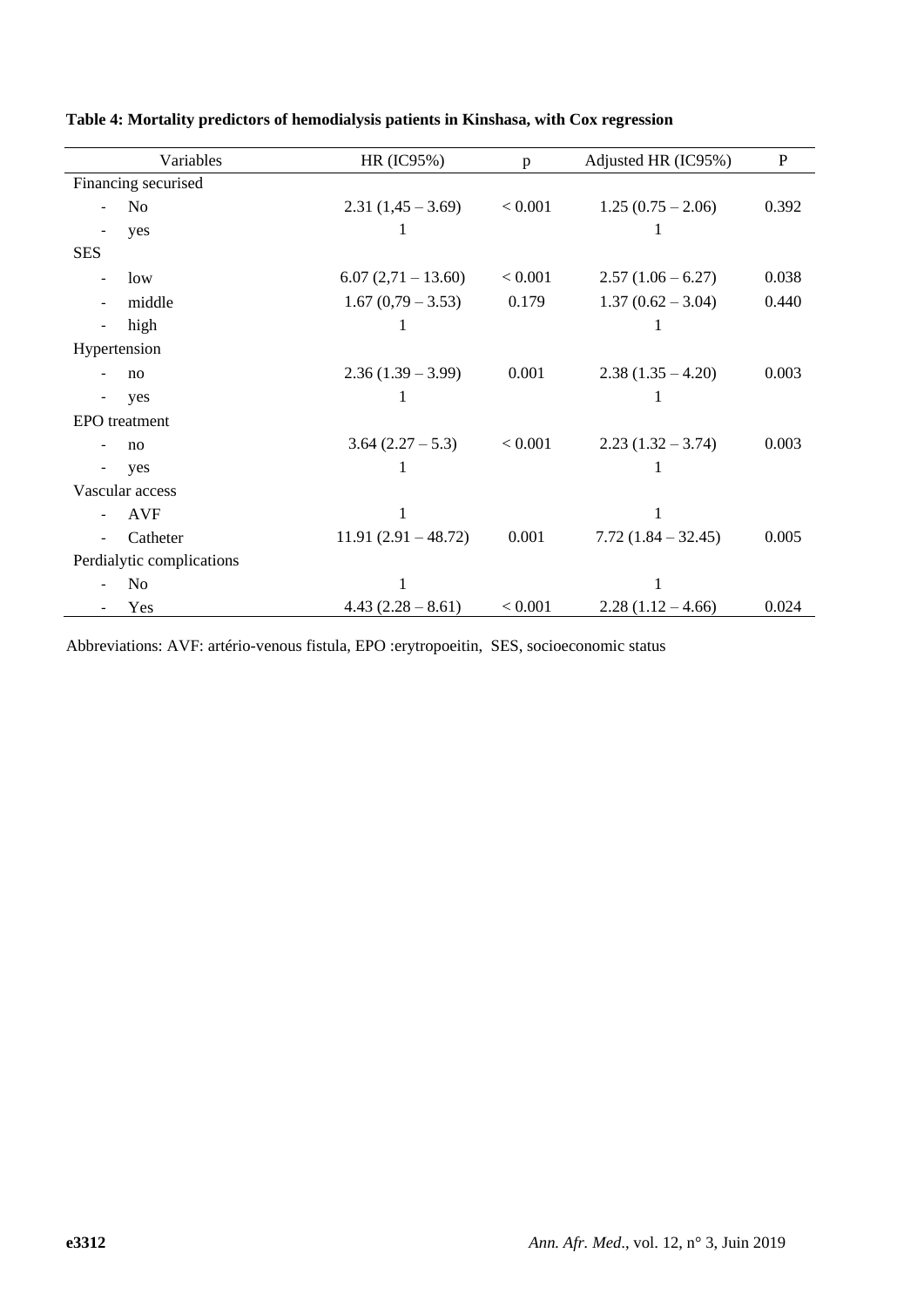**Table 4: Mortality predictors of hemodialysis patients in Kinshasa, with Cox regression**

| Variables | HR (IC95%) | p | Adjusted HR (IC95%) | P |
|---|---|---|---|---|
| Financing securised | | | | |
| - No | 2.31 (1,45 – 3.69) | < 0.001 | 1.25 (0.75 – 2.06) | 0.392 |
| - yes | 1 | | 1 | |
| SES | | | | |
| - low | 6.07 (2,71 – 13.60) | < 0.001 | 2.57 (1.06 – 6.27) | 0.038 |
| - middle | 1.67 (0,79 – 3.53) | 0.179 | 1.37 (0.62 – 3.04) | 0.440 |
| - high | 1 | | 1 | |
| Hypertension | | | | |
| - no | 2.36 (1.39 – 3.99) | 0.001 | 2.38 (1.35 – 4.20) | 0.003 |
| - yes | 1 | | 1 | |
| EPO treatment | | | | |
| - no | 3.64 (2.27 – 5.3) | < 0.001 | 2.23 (1.32 – 3.74) | 0.003 |
| - yes | 1 | | 1 | |
| Vascular access | | | | |
| - AVF | 1 | | 1 | |
| - Catheter | 11.91 (2.91 – 48.72) | 0.001 | 7.72 (1.84 – 32.45) | 0.005 |
| Perdialytic complications | | | | |
| - No | 1 | | 1 | |
| - Yes | 4.43 (2.28 – 8.61) | < 0.001 | 2.28 (1.12 – 4.66) | 0.024 |

Abbreviations: AVF: artério-venous fistula, EPO :erytropoeitin, SES, socioeconomic status